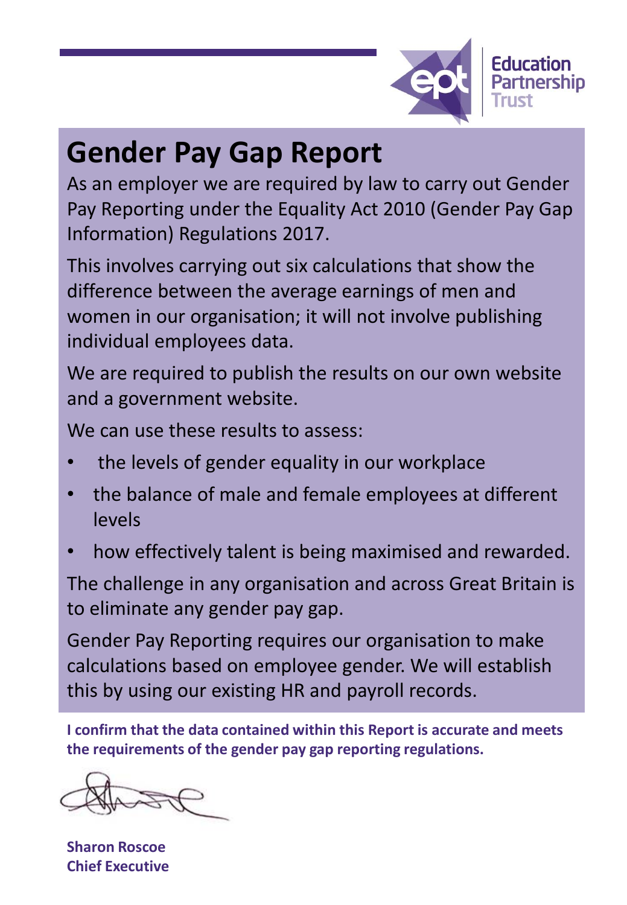Education Partnership Trust

# Gender Pay Gap Report

As an employer we are required by law to carry out Gender Pay Reporting under the Equality Act 2010 (Gender Pay Gap Information) Regulations 2017.

This involves carrying out six calculations that show the difference between the average earnings of men and women in our organisation; it will not involve publishing individual employees data.

We are required to publish the results on our own website and a government website.

We can use these results to assess:

- the levels of gender equality in our workplace
- the balance of male and female employees at different levels
- how effectively talent is being maximised and rewarded.

The challenge in any organisation and across Great Britain is to eliminate any gender pay gap.

Gender Pay Reporting requires our organisation to make calculations based on employee gender. We will establish this by using our existing HR and payroll records.

**I confirm that the data contained within this Report is accurate and meets the requirements of the gender pay gap reporting regulations.**

**Sharon Roscoe**
**Chief Executive**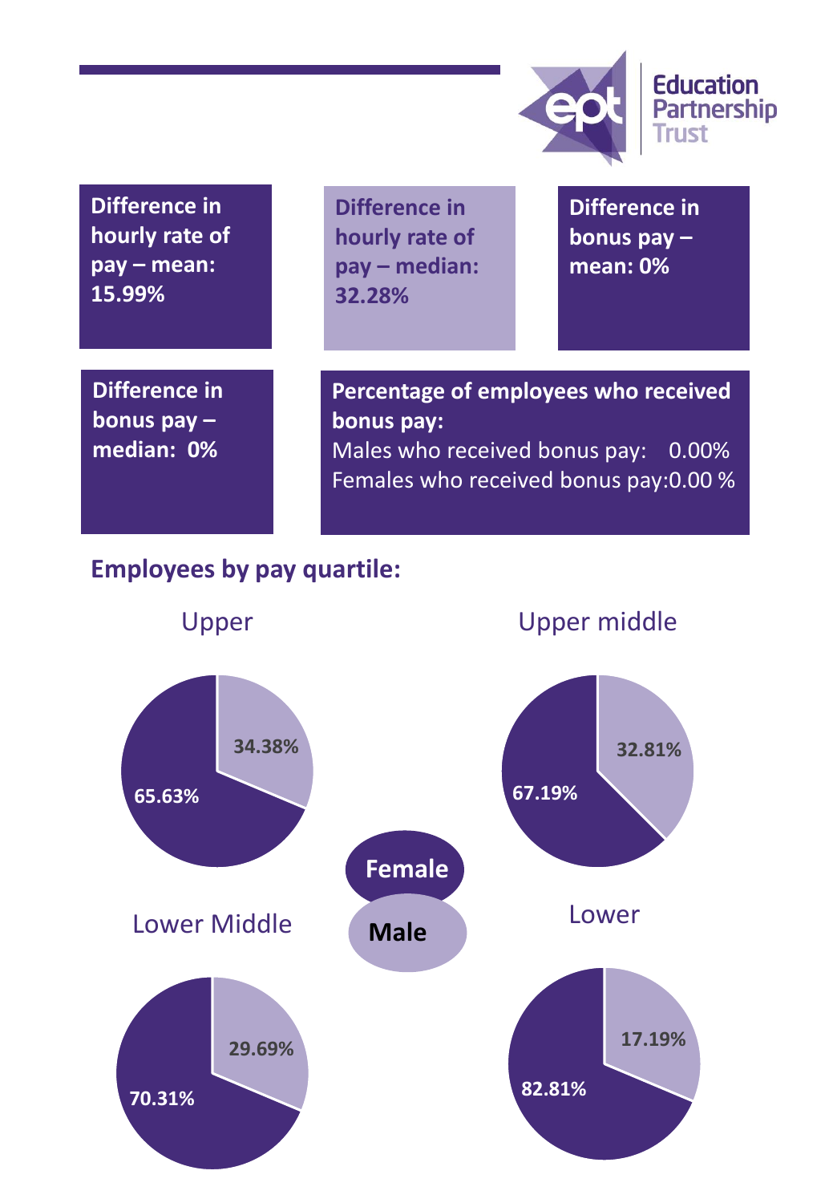Education Partnership Trust

**Difference in hourly rate of pay – mean: 15.99%**

**Difference in hourly rate of pay – median: 32.28%**

**Difference in bonus pay – mean: 0%**

**Difference in bonus pay – median: 0%**

**Percentage of employees who received bonus pay:**

Males who received bonus pay: 0.00%

Females who received bonus pay:0.00 %

## Employees by pay quartile:

Upper

34.38%

65.63%

Upper middle

32.81%

67.19%

Female

Male

Lower Middle

29.69%

70.31%

Lower

17.19%

82.81%